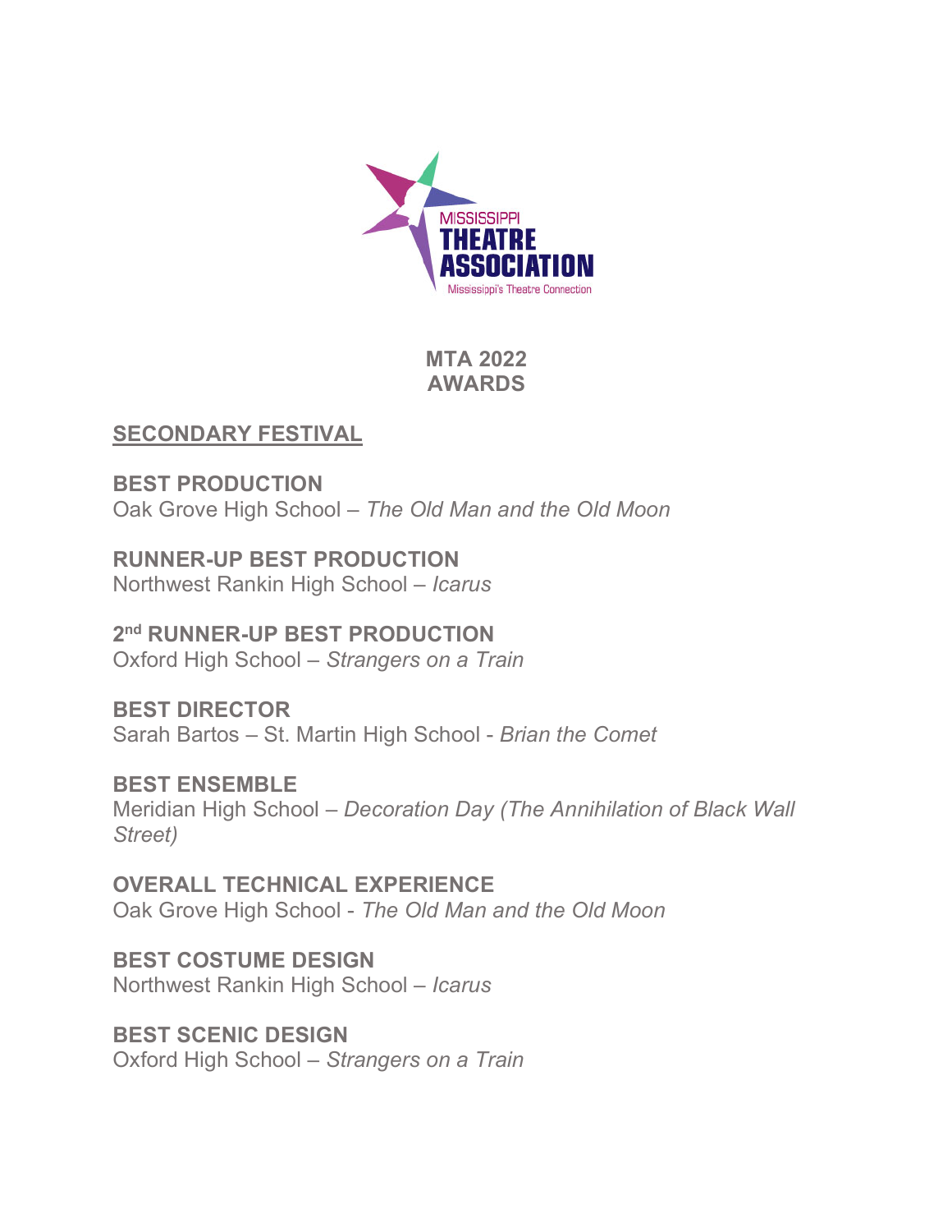MISSISSIPPI THEATRE ASSOCIATION
Mississippi's Theatre Connection

# MTA 2022 AWARDS

## SECONDARY FESTIVAL

**BEST PRODUCTION**
Oak Grove High School – *The Old Man and the Old Moon*

**RUNNER-UP BEST PRODUCTION**
Northwest Rankin High School – *Icarus*

**2nd RUNNER-UP BEST PRODUCTION**
Oxford High School – *Strangers on a Train*

**BEST DIRECTOR**
Sarah Bartos – St. Martin High School - *Brian the Comet*

**BEST ENSEMBLE**
Meridian High School – *Decoration Day (The Annihilation of Black Wall Street)*

**OVERALL TECHNICAL EXPERIENCE**
Oak Grove High School - *The Old Man and the Old Moon*

**BEST COSTUME DESIGN**
Northwest Rankin High School – *Icarus*

**BEST SCENIC DESIGN**
Oxford High School – *Strangers on a Train*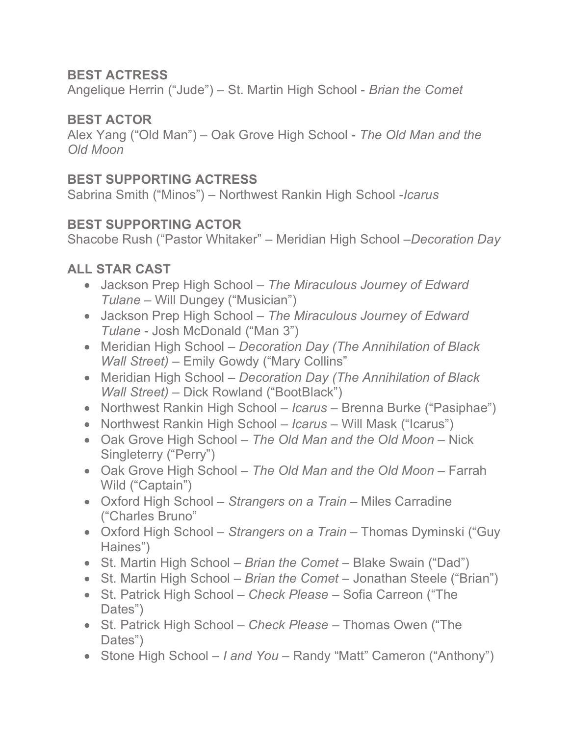## BEST ACTRESS

Angelique Herrin ("Jude") – St. Martin High School - *Brian the Comet*

## BEST ACTOR

Alex Yang ("Old Man") – Oak Grove High School - *The Old Man and the Old Moon*

## BEST SUPPORTING ACTRESS

Sabrina Smith ("Minos") – Northwest Rankin High School -*Icarus*

## BEST SUPPORTING ACTOR

Shacobe Rush ("Pastor Whitaker" – Meridian High School –*Decoration Day*

## ALL STAR CAST

- Jackson Prep High School – *The Miraculous Journey of Edward Tulane* – Will Dungey ("Musician")
- Jackson Prep High School – *The Miraculous Journey of Edward Tulane* - Josh McDonald ("Man 3")
- Meridian High School – *Decoration Day (The Annihilation of Black Wall Street)* – Emily Gowdy ("Mary Collins"
- Meridian High School – *Decoration Day (The Annihilation of Black Wall Street)* – Dick Rowland ("BootBlack")
- Northwest Rankin High School – *Icarus* – Brenna Burke ("Pasiphae")
- Northwest Rankin High School – *Icarus* – Will Mask ("Icarus")
- Oak Grove High School – *The Old Man and the Old Moon* – Nick Singleterry ("Perry")
- Oak Grove High School – *The Old Man and the Old Moon* – Farrah Wild ("Captain")
- Oxford High School – *Strangers on a Train* – Miles Carradine ("Charles Bruno"
- Oxford High School – *Strangers on a Train* – Thomas Dyminski ("Guy Haines")
- St. Martin High School – *Brian the Comet* – Blake Swain ("Dad")
- St. Martin High School – *Brian the Comet* – Jonathan Steele ("Brian")
- St. Patrick High School – *Check Please* – Sofia Carreon ("The Dates")
- St. Patrick High School – *Check Please* – Thomas Owen ("The Dates")
- Stone High School – *I and You* – Randy "Matt" Cameron ("Anthony")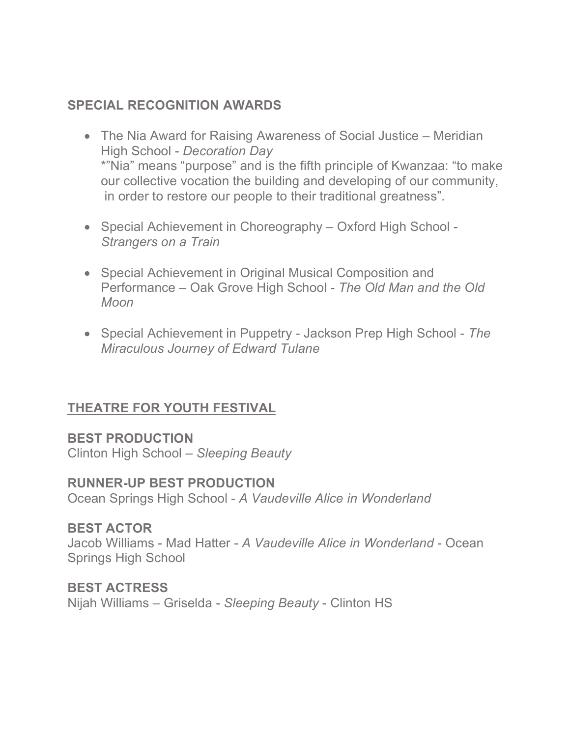**SPECIAL RECOGNITION AWARDS**

- The Nia Award for Raising Awareness of Social Justice – Meridian High School - *Decoration Day*
  *"Nia" means "purpose" and is the fifth principle of Kwanzaa: "to make our collective vocation the building and developing of our community, in order to restore our people to their traditional greatness".

- Special Achievement in Choreography – Oxford High School - *Strangers on a Train*

- Special Achievement in Original Musical Composition and Performance – Oak Grove High School - *The Old Man and the Old Moon*

- Special Achievement in Puppetry - Jackson Prep High School - *The Miraculous Journey of Edward Tulane*

**<u>THEATRE FOR YOUTH FESTIVAL</u>**

**BEST PRODUCTION**
Clinton High School – *Sleeping Beauty*

**RUNNER-UP BEST PRODUCTION**
Ocean Springs High School - *A Vaudeville Alice in Wonderland*

**BEST ACTOR**
Jacob Williams - Mad Hatter - *A Vaudeville Alice in Wonderland* - Ocean Springs High School

**BEST ACTRESS**
Nijah Williams – Griselda - *Sleeping Beauty* - Clinton HS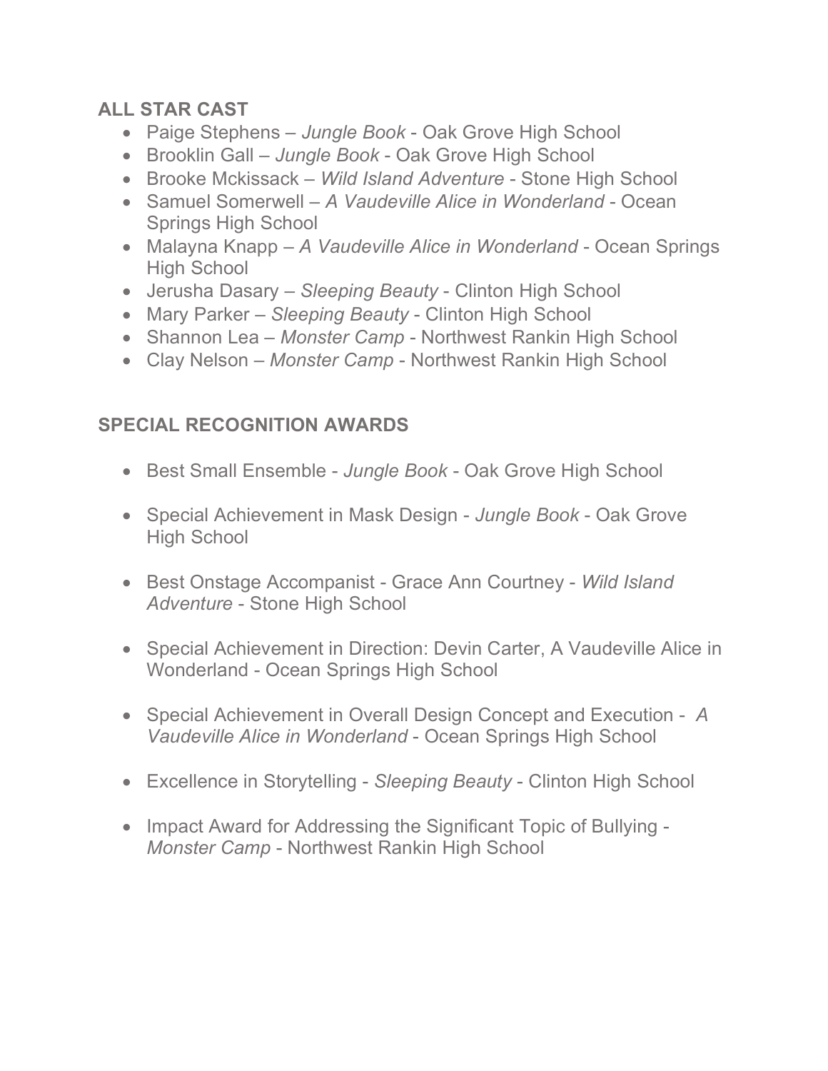## ALL STAR CAST

- Paige Stephens – *Jungle Book* - Oak Grove High School
- Brooklin Gall – *Jungle Book* - Oak Grove High School
- Brooke Mckissack – *Wild Island Adventure* - Stone High School
- Samuel Somerwell – *A Vaudeville Alice in Wonderland* - Ocean Springs High School
- Malayna Knapp – *A Vaudeville Alice in Wonderland* - Ocean Springs High School
- Jerusha Dasary – *Sleeping Beauty* - Clinton High School
- Mary Parker – *Sleeping Beauty* - Clinton High School
- Shannon Lea – *Monster Camp* - Northwest Rankin High School
- Clay Nelson – *Monster Camp* - Northwest Rankin High School

## SPECIAL RECOGNITION AWARDS

- Best Small Ensemble - *Jungle Book* - Oak Grove High School
- Special Achievement in Mask Design - *Jungle Book* - Oak Grove High School
- Best Onstage Accompanist - Grace Ann Courtney - *Wild Island Adventure* - Stone High School
- Special Achievement in Direction: Devin Carter, A Vaudeville Alice in Wonderland - Ocean Springs High School
- Special Achievement in Overall Design Concept and Execution - *A Vaudeville Alice in Wonderland* - Ocean Springs High School
- Excellence in Storytelling - *Sleeping Beauty* - Clinton High School
- Impact Award for Addressing the Significant Topic of Bullying - *Monster Camp* - Northwest Rankin High School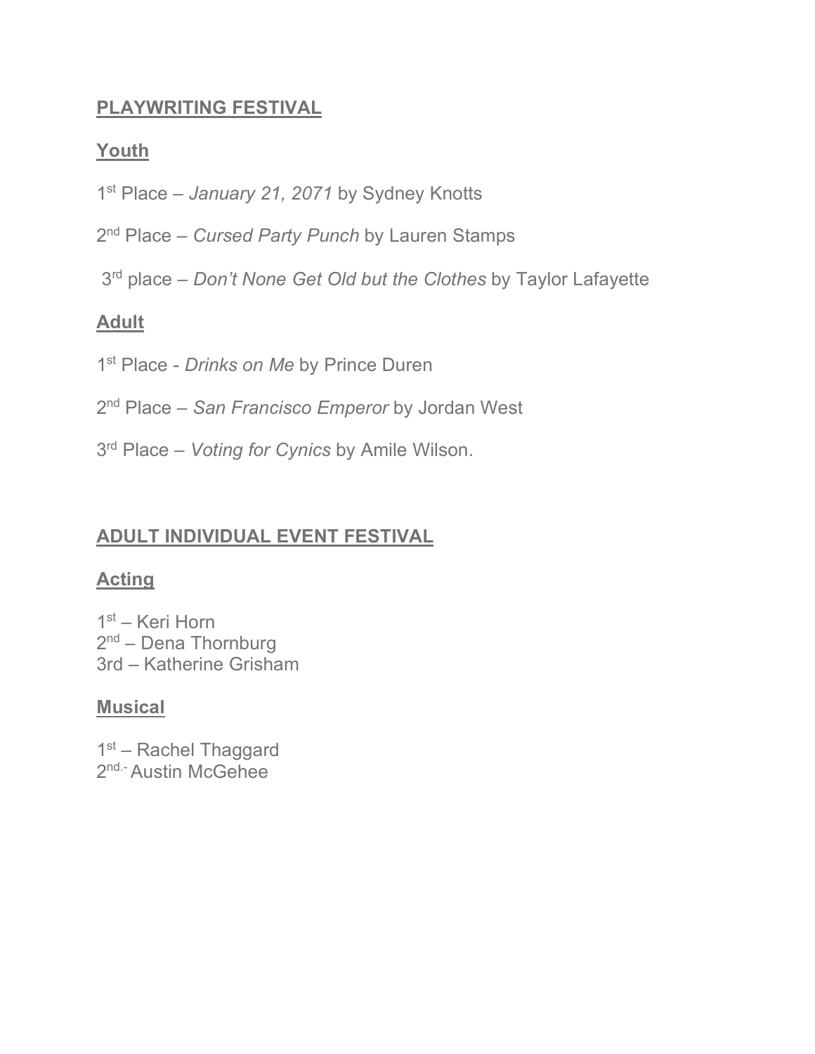## PLAYWRITING FESTIVAL

### Youth

1st Place – *January 21, 2071* by Sydney Knotts

2nd Place – *Cursed Party Punch* by Lauren Stamps

3rd place – *Don't None Get Old but the Clothes* by Taylor Lafayette

### Adult

1st Place - *Drinks on Me* by Prince Duren

2nd Place – *San Francisco Emperor* by Jordan West

3rd Place – *Voting for Cynics* by Amile Wilson.

## ADULT INDIVIDUAL EVENT FESTIVAL

### Acting

1st – Keri Horn
2nd – Dena Thornburg
3rd – Katherine Grisham

### Musical

1st – Rachel Thaggard
2nd.- Austin McGehee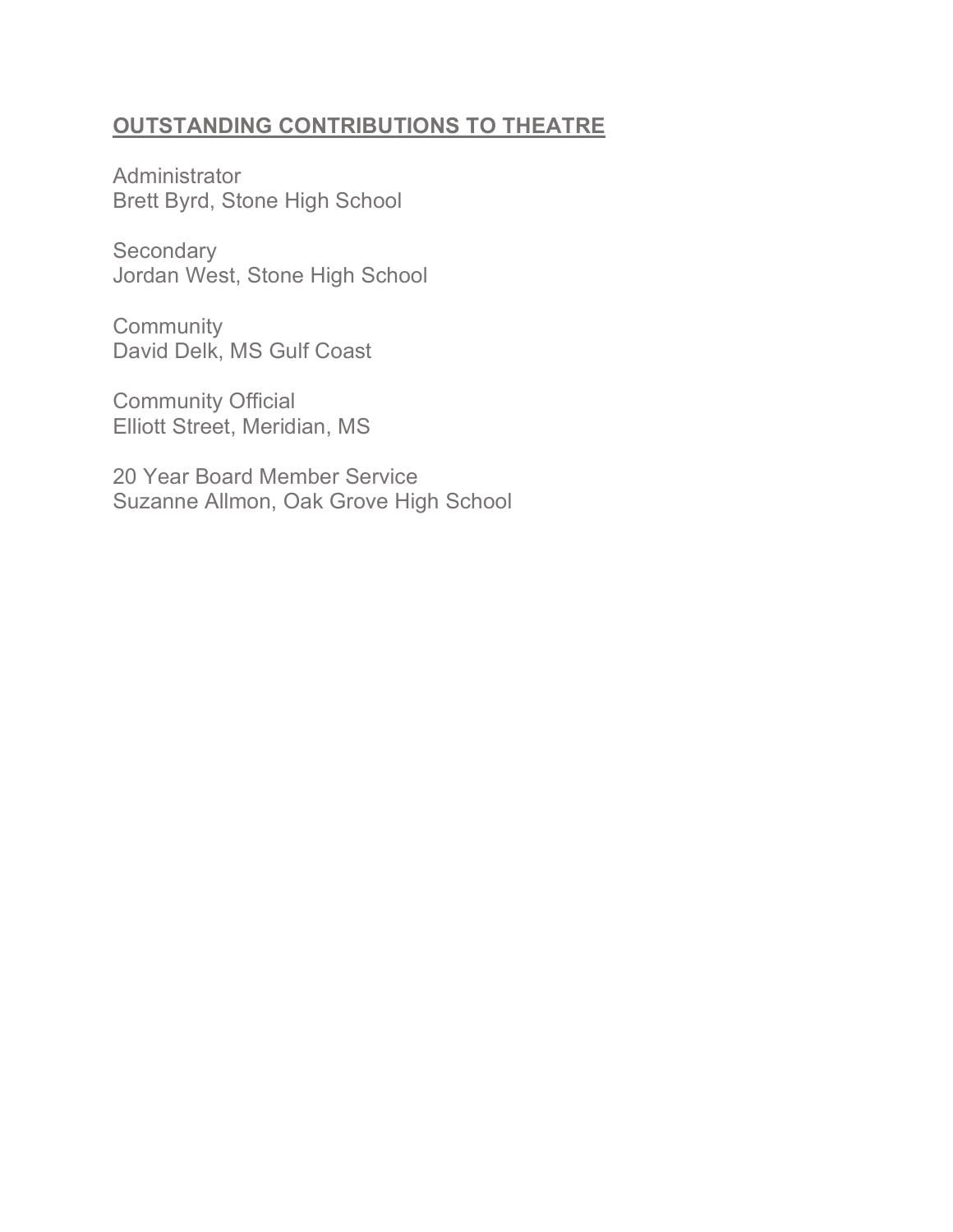## OUTSTANDING CONTRIBUTIONS TO THEATRE

Administrator
Brett Byrd, Stone High School

Secondary
Jordan West, Stone High School

Community
David Delk, MS Gulf Coast

Community Official
Elliott Street, Meridian, MS

20 Year Board Member Service
Suzanne Allmon, Oak Grove High School